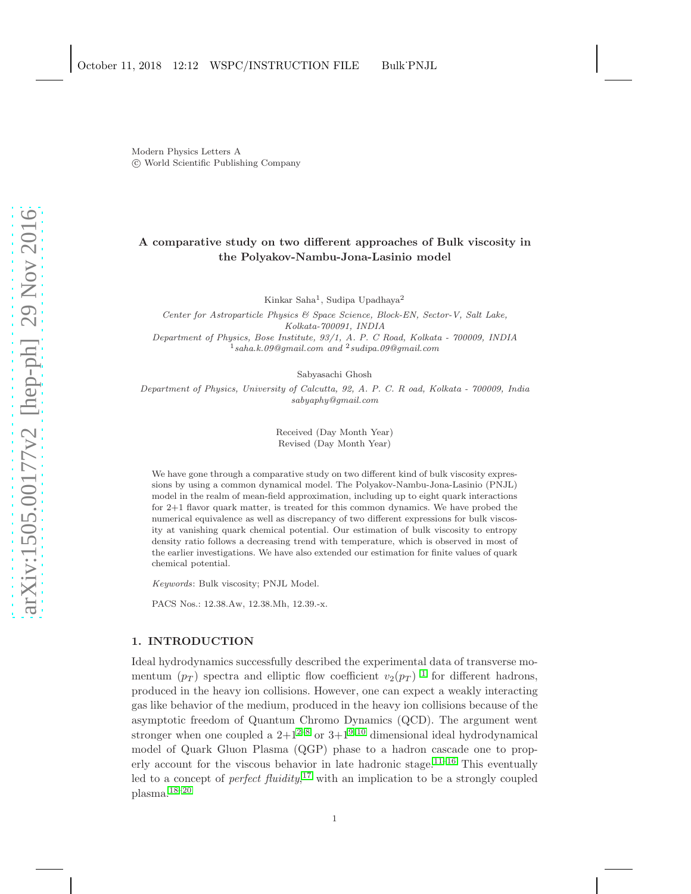Modern Physics Letters A
© World Scientific Publishing Company

# A comparative study on two different approaches of Bulk viscosity in the Polyakov-Nambu-Jona-Lasinio model

Kinkar Saha[1], Sudipa Upadhaya[2]

*Center for Astroparticle Physics & Space Science, Block-EN, Sector-V, Salt Lake, Kolkata-700091, INDIA*
*Department of Physics, Bose Institute, 93/1, A. P. C Road, Kolkata - 700009, INDIA*
[1]*saha.k.09@gmail.com and* [2]*sudipa.09@gmail.com*

Sabyasachi Ghosh

*Department of Physics, University of Calcutta, 92, A. P. C. R oad, Kolkata - 700009, India*
*sabyaphy@gmail.com*

Received (Day Month Year)
Revised (Day Month Year)

We have gone through a comparative study on two different kind of bulk viscosity expressions by using a common dynamical model. The Polyakov-Nambu-Jona-Lasinio (PNJL) model in the realm of mean-field approximation, including up to eight quark interactions for 2+1 flavor quark matter, is treated for this common dynamics. We have probed the numerical equivalence as well as discrepancy of two different expressions for bulk viscosity at vanishing quark chemical potential. Our estimation of bulk viscosity to entropy density ratio follows a decreasing trend with temperature, which is observed in most of the earlier investigations. We have also extended our estimation for finite values of quark chemical potential.

*Keywords*: Bulk viscosity; PNJL Model.

PACS Nos.: 12.38.Aw, 12.38.Mh, 12.39.-x.

## 1. INTRODUCTION

Ideal hydrodynamics successfully described the experimental data of transverse momentum ($p_T$) spectra and elliptic flow coefficient $v_2(p_T)$ [1] for different hadrons, produced in the heavy ion collisions. However, one can expect a weakly interacting gas like behavior of the medium, produced in the heavy ion collisions because of the asymptotic freedom of Quantum Chromo Dynamics (QCD). The argument went stronger when one coupled a 2+1[2–8] or 3+1[9,10] dimensional ideal hydrodynamical model of Quark Gluon Plasma (QGP) phase to a hadron cascade one to properly account for the viscous behavior in late hadronic stage.[11–16] This eventually led to a concept of *perfect fluidity*,[17] with an implication to be a strongly coupled plasma.[18–20]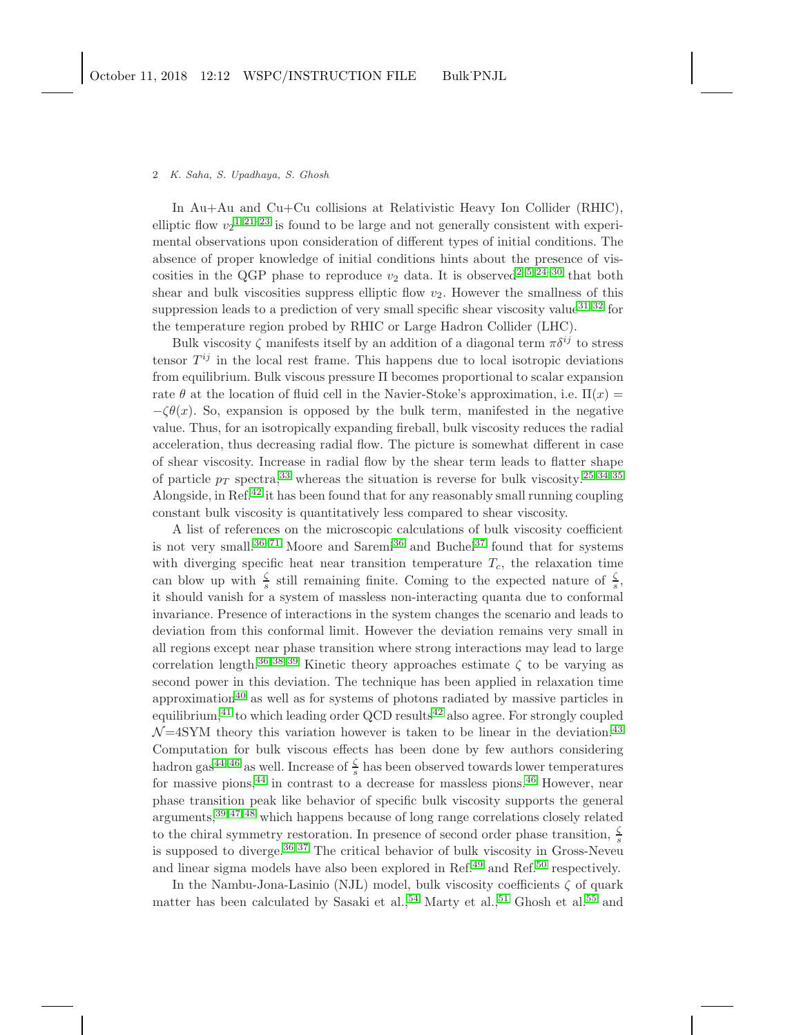In Au+Au and Cu+Cu collisions at Relativistic Heavy Ion Collider (RHIC), elliptic flow $v_2$[1,21–23] is found to be large and not generally consistent with experimental observations upon consideration of different types of initial conditions. The absence of proper knowledge of initial conditions hints about the presence of viscosities in the QGP phase to reproduce $v_2$ data. It is observed[2–5,24–30] that both shear and bulk viscosities suppress elliptic flow $v_2$. However the smallness of this suppression leads to a prediction of very small specific shear viscosity value[31,32] for the temperature region probed by RHIC or Large Hadron Collider (LHC).

Bulk viscosity $\zeta$ manifests itself by an addition of a diagonal term $\pi\delta^{ij}$ to stress tensor $T^{ij}$ in the local rest frame. This happens due to local isotropic deviations from equilibrium. Bulk viscous pressure $\Pi$ becomes proportional to scalar expansion rate $\theta$ at the location of fluid cell in the Navier-Stoke's approximation, i.e. $\Pi(x) = -\zeta\theta(x)$. So, expansion is opposed by the bulk term, manifested in the negative value. Thus, for an isotropically expanding fireball, bulk viscosity reduces the radial acceleration, thus decreasing radial flow. The picture is somewhat different in case of shear viscosity. Increase in radial flow by the shear term leads to flatter shape of particle $p_T$ spectra,[33] whereas the situation is reverse for bulk viscosity.[25,34,35] Alongside, in Ref.[42] it has been found that for any reasonably small running coupling constant bulk viscosity is quantitatively less compared to shear viscosity.

A list of references on the microscopic calculations of bulk viscosity coefficient is not very small.[36–71] Moore and Saremi[36] and Buchel[37] found that for systems with diverging specific heat near transition temperature $T_c$, the relaxation time can blow up with $\frac{\zeta}{s}$ still remaining finite. Coming to the expected nature of $\frac{\zeta}{s}$, it should vanish for a system of massless non-interacting quanta due to conformal invariance. Presence of interactions in the system changes the scenario and leads to deviation from this conformal limit. However the deviation remains very small in all regions except near phase transition where strong interactions may lead to large correlation length.[36,38,39] Kinetic theory approaches estimate $\zeta$ to be varying as second power in this deviation. The technique has been applied in relaxation time approximation[40] as well as for systems of photons radiated by massive particles in equilibrium,[41] to which leading order QCD results[42] also agree. For strongly coupled $\mathcal{N}$=4SYM theory this variation however is taken to be linear in the deviation.[43] Computation for bulk viscous effects has been done by few authors considering hadron gas[44–46] as well. Increase of $\frac{\zeta}{s}$ has been observed towards lower temperatures for massive pions,[44] in contrast to a decrease for massless pions.[46] However, near phase transition peak like behavior of specific bulk viscosity supports the general arguments,[39,47,48] which happens because of long range correlations closely related to the chiral symmetry restoration. In presence of second order phase transition, $\frac{\zeta}{s}$ is supposed to diverge.[36,37] The critical behavior of bulk viscosity in Gross-Neveu and linear sigma models have also been explored in Ref.[49] and Ref.[50] respectively.

In the Nambu-Jona-Lasinio (NJL) model, bulk viscosity coefficients $\zeta$ of quark matter has been calculated by Sasaki et al.,[54] Marty et al.,[51] Ghosh et al.[55] and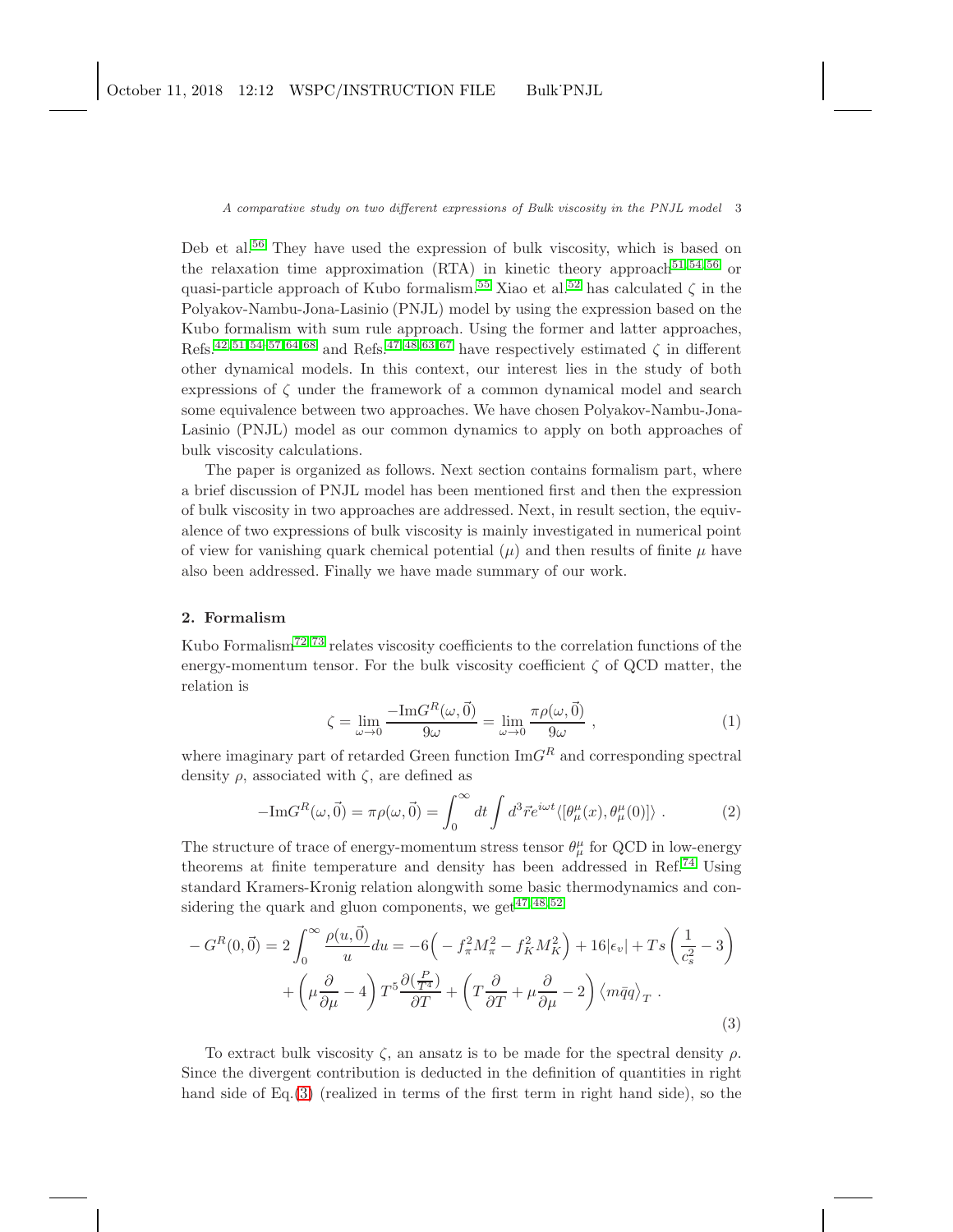Deb et al.[56] They have used the expression of bulk viscosity, which is based on the relaxation time approximation (RTA) in kinetic theory approach[51,54,56] or quasi-particle approach of Kubo formalism.[55] Xiao et al.[52] has calculated $\zeta$ in the Polyakov-Nambu-Jona-Lasinio (PNJL) model by using the expression based on the Kubo formalism with sum rule approach. Using the former and latter approaches, Refs.[42,51,54–57,64,68] and Refs.[47,48,63,67] have respectively estimated $\zeta$ in different other dynamical models. In this context, our interest lies in the study of both expressions of $\zeta$ under the framework of a common dynamical model and search some equivalence between two approaches. We have chosen Polyakov-Nambu-Jona-Lasinio (PNJL) model as our common dynamics to apply on both approaches of bulk viscosity calculations.

The paper is organized as follows. Next section contains formalism part, where a brief discussion of PNJL model has been mentioned first and then the expression of bulk viscosity in two approaches are addressed. Next, in result section, the equivalence of two expressions of bulk viscosity is mainly investigated in numerical point of view for vanishing quark chemical potential ($\mu$) and then results of finite $\mu$ have also been addressed. Finally we have made summary of our work.

## 2. Formalism

Kubo Formalism[72,73] relates viscosity coefficients to the correlation functions of the energy-momentum tensor. For the bulk viscosity coefficient $\zeta$ of QCD matter, the relation is

$$\zeta = \lim_{\omega\to 0}\frac{-\mathrm{Im}G^R(\omega,\vec{0})}{9\omega} = \lim_{\omega\to 0}\frac{\pi\rho(\omega,\vec{0})}{9\omega}\ , \tag{1}$$

where imaginary part of retarded Green function $\mathrm{Im}G^R$ and corresponding spectral density $\rho$, associated with $\zeta$, are defined as

$$-\mathrm{Im}G^R(\omega,\vec{0}) = \pi\rho(\omega,\vec{0}) = \int_0^\infty dt\int d^3\vec{r}e^{i\omega t}\langle[\theta^\mu_\mu(x),\theta^\mu_\mu(0)]\rangle\ . \tag{2}$$

The structure of trace of energy-momentum stress tensor $\theta^\mu_\mu$ for QCD in low-energy theorems at finite temperature and density has been addressed in Ref.[74] Using standard Kramers-Kronig relation alongwith some basic thermodynamics and considering the quark and gluon components, we get[47,48,52]

$$\begin{aligned}
-G^R(0,\vec{0}) = 2\int_0^\infty\frac{\rho(u,\vec{0})}{u}du &= -6\Big(-f_\pi^2M_\pi^2 - f_K^2M_K^2\Big) + 16|\epsilon_v| + Ts\left(\frac{1}{c_s^2}-3\right)\\
&+\left(\mu\frac{\partial}{\partial\mu}-4\right)T^5\frac{\partial(\frac{P}{T^4})}{\partial T} + \left(T\frac{\partial}{\partial T}+\mu\frac{\partial}{\partial\mu}-2\right)\left\langle m\bar{q}q\right\rangle_T\ .
\end{aligned} \tag{3}$$

To extract bulk viscosity $\zeta$, an ansatz is to be made for the spectral density $\rho$. Since the divergent contribution is deducted in the definition of quantities in right hand side of Eq.(3) (realized in terms of the first term in right hand side), so the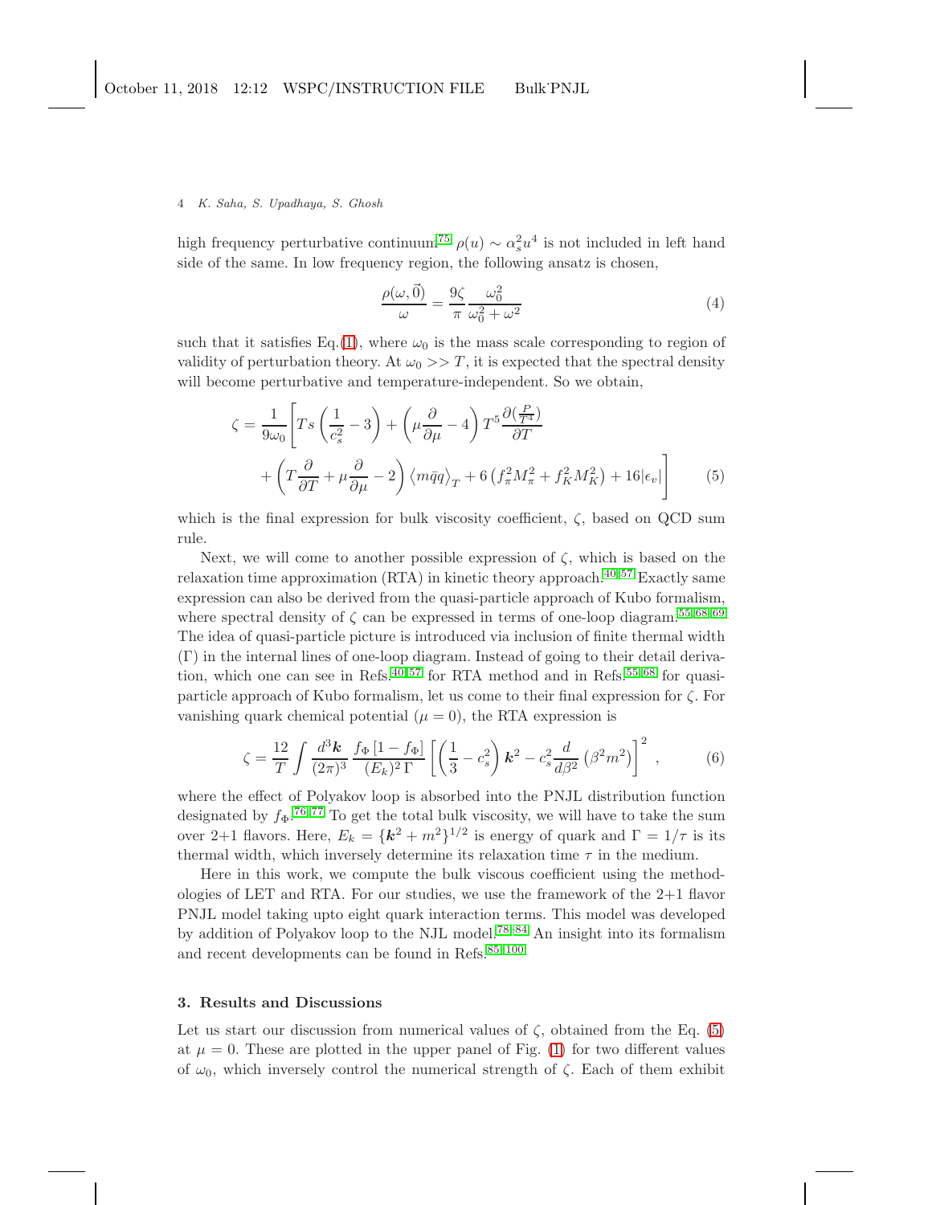high frequency perturbative continuum[75] $\rho(u) \sim \alpha_s^2 u^4$ is not included in left hand side of the same. In low frequency region, the following ansatz is chosen,

$$\frac{\rho(\omega,\vec{0})}{\omega} = \frac{9\zeta}{\pi}\frac{\omega_0^2}{\omega_0^2+\omega^2} \tag{4}$$

such that it satisfies Eq.(1), where $\omega_0$ is the mass scale corresponding to region of validity of perturbation theory. At $\omega_0 >> T$, it is expected that the spectral density will become perturbative and temperature-independent. So we obtain,

$$\zeta = \frac{1}{9\omega_0}\Bigg[Ts\left(\frac{1}{c_s^2}-3\right) + \left(\mu\frac{\partial}{\partial\mu}-4\right)T^5\frac{\partial(\frac{P}{T^4})}{\partial T} + \left(T\frac{\partial}{\partial T}+\mu\frac{\partial}{\partial\mu}-2\right)\left\langle m\bar{q}q\right\rangle_T + 6\left(f_\pi^2 M_\pi^2 + f_K^2 M_K^2\right) + 16|\epsilon_v|\Bigg] \tag{5}$$

which is the final expression for bulk viscosity coefficient, $\zeta$, based on QCD sum rule.

Next, we will come to another possible expression of $\zeta$, which is based on the relaxation time approximation (RTA) in kinetic theory approach.[40,57] Exactly same expression can also be derived from the quasi-particle approach of Kubo formalism, where spectral density of $\zeta$ can be expressed in terms of one-loop diagram.[55,68,69] The idea of quasi-particle picture is introduced via inclusion of finite thermal width ($\Gamma$) in the internal lines of one-loop diagram. Instead of going to their detail derivation, which one can see in Refs.[40,57] for RTA method and in Refs.[55,68] for quasi-particle approach of Kubo formalism, let us come to their final expression for $\zeta$. For vanishing quark chemical potential ($\mu = 0$), the RTA expression is

$$\zeta = \frac{12}{T}\int\frac{d^3\boldsymbol{k}}{(2\pi)^3}\frac{f_\Phi\left[1-f_\Phi\right]}{(E_k)^2\,\Gamma}\left[\left(\frac{1}{3}-c_s^2\right)\boldsymbol{k}^2 - c_s^2\frac{d}{d\beta^2}\left(\beta^2 m^2\right)\right]^2 , \tag{6}$$

where the effect of Polyakov loop is absorbed into the PNJL distribution function designated by $f_\Phi$.[76,77] To get the total bulk viscosity, we will have to take the sum over 2+1 flavors. Here, $E_k = \{\boldsymbol{k}^2 + m^2\}^{1/2}$ is energy of quark and $\Gamma = 1/\tau$ is its thermal width, which inversely determine its relaxation time $\tau$ in the medium.

Here in this work, we compute the bulk viscous coefficient using the methodologies of LET and RTA. For our studies, we use the framework of the 2+1 flavor PNJL model taking upto eight quark interaction terms. This model was developed by addition of Polyakov loop to the NJL model.[78-84] An insight into its formalism and recent developments can be found in Refs.[85-100]

## 3. Results and Discussions

Let us start our discussion from numerical values of $\zeta$, obtained from the Eq. (5) at $\mu = 0$. These are plotted in the upper panel of Fig. (1) for two different values of $\omega_0$, which inversely control the numerical strength of $\zeta$. Each of them exhibit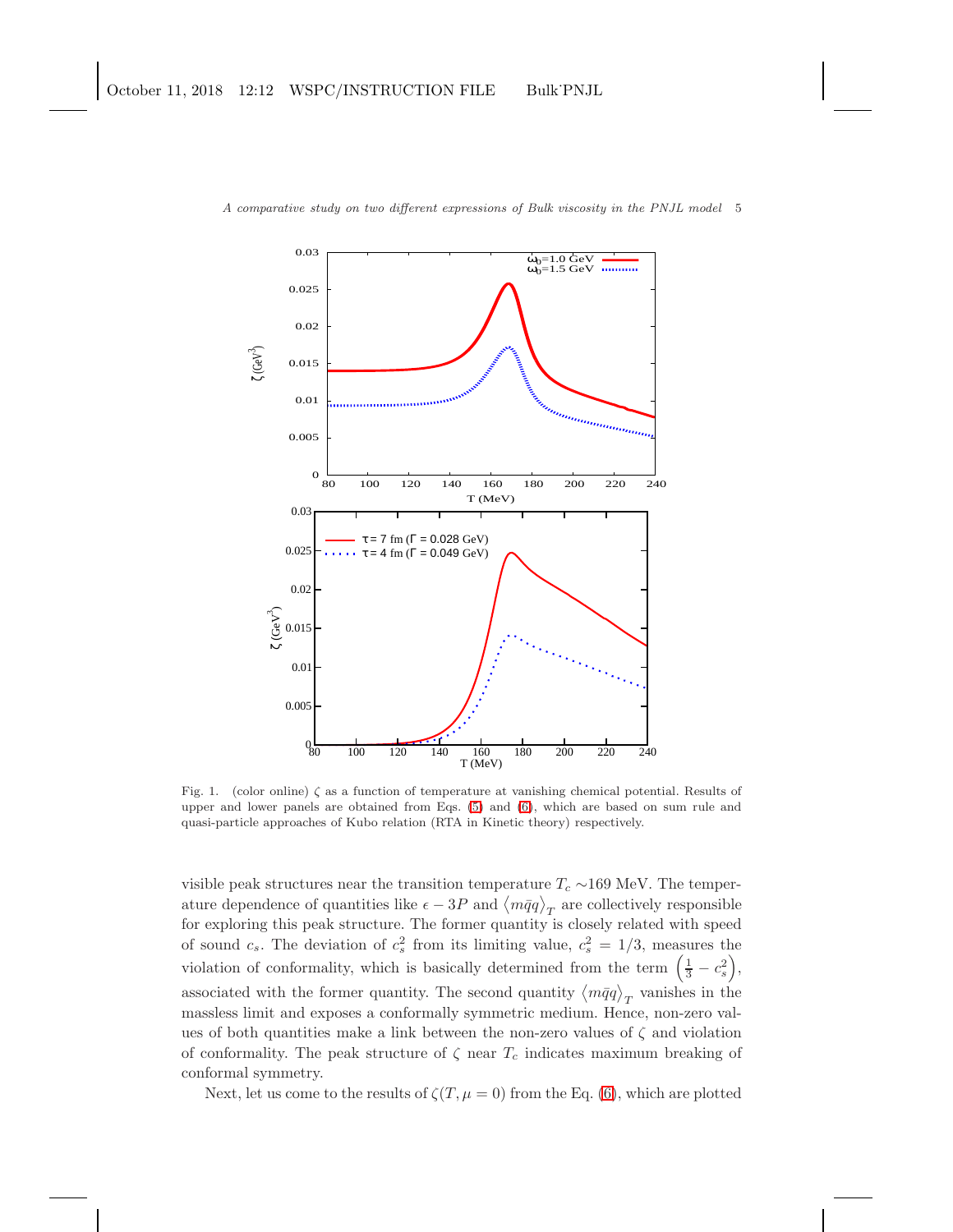Fig. 1. (color online) $\zeta$ as a function of temperature at vanishing chemical potential. Results of upper and lower panels are obtained from Eqs. (5) and (6), which are based on sum rule and quasi-particle approaches of Kubo relation (RTA in Kinetic theory) respectively.

visible peak structures near the transition temperature $T_c \sim$169 MeV. The temperature dependence of quantities like $\epsilon - 3P$ and $\langle m\bar{q}q\rangle_T$ are collectively responsible for exploring this peak structure. The former quantity is closely related with speed of sound $c_s$. The deviation of $c_s^2$ from its limiting value, $c_s^2 = 1/3$, measures the violation of conformality, which is basically determined from the term $\left(\frac{1}{3} - c_s^2\right)$, associated with the former quantity. The second quantity $\langle m\bar{q}q\rangle_T$ vanishes in the massless limit and exposes a conformally symmetric medium. Hence, non-zero values of both quantities make a link between the non-zero values of $\zeta$ and violation of conformality. The peak structure of $\zeta$ near $T_c$ indicates maximum breaking of conformal symmetry.

Next, let us come to the results of $\zeta(T, \mu = 0)$ from the Eq. (6), which are plotted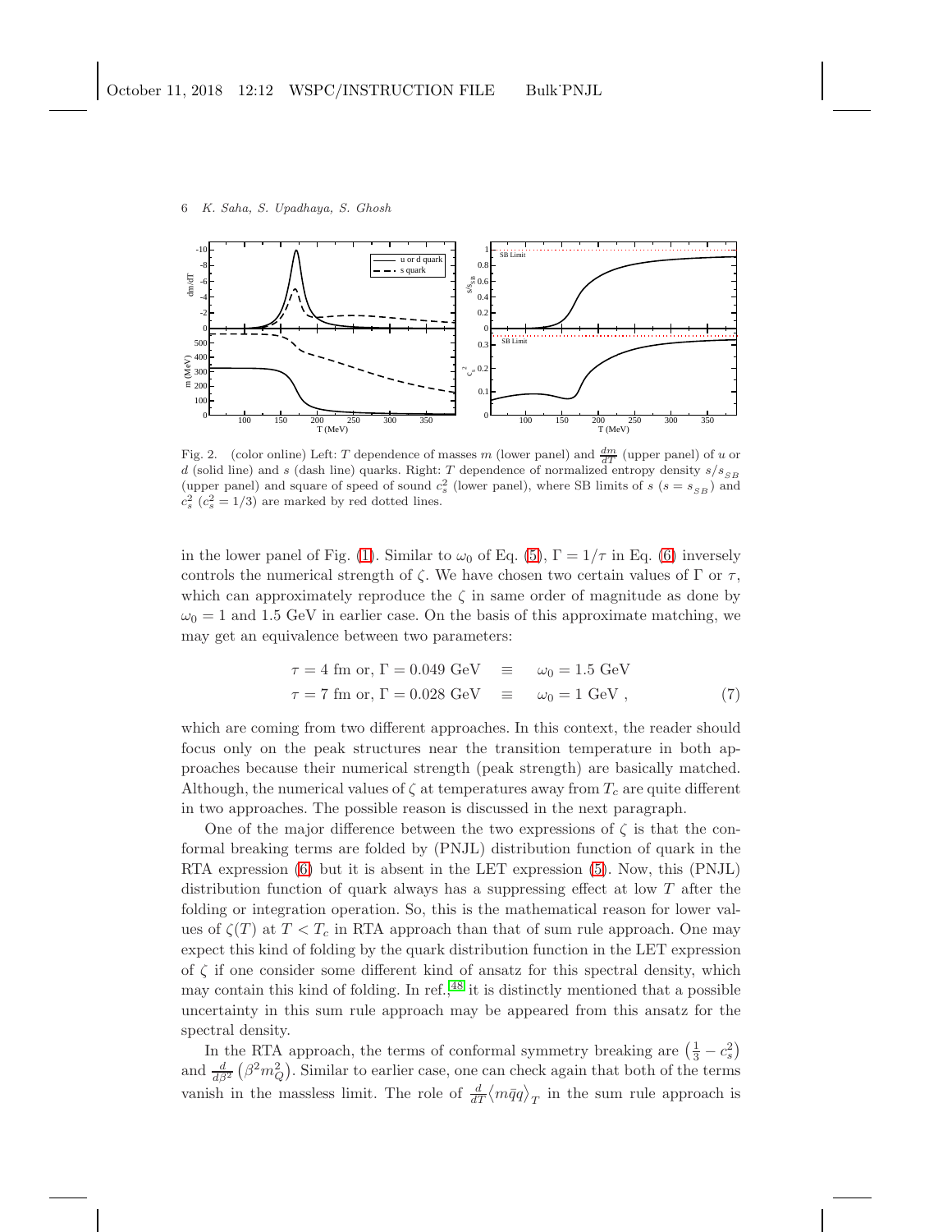Fig. 2. (color online) Left: $T$ dependence of masses $m$ (lower panel) and $\frac{dm}{dT}$ (upper panel) of $u$ or $d$ (solid line) and $s$ (dash line) quarks. Right: $T$ dependence of normalized entropy density $s/s_{SB}$ (upper panel) and square of speed of sound $c_s^2$ (lower panel), where SB limits of $s$ ($s = s_{SB}$) and $c_s^2$ ($c_s^2 = 1/3$) are marked by red dotted lines.

in the lower panel of Fig. (1). Similar to $\omega_0$ of Eq. (5), $\Gamma = 1/\tau$ in Eq. (6) inversely controls the numerical strength of $\zeta$. We have chosen two certain values of $\Gamma$ or $\tau$, which can approximately reproduce the $\zeta$ in same order of magnitude as done by $\omega_0 = 1$ and 1.5 GeV in earlier case. On the basis of this approximate matching, we may get an equivalence between two parameters:

$$
\begin{aligned}
\tau = 4 \text{ fm or, } \Gamma = 0.049 \text{ GeV} \quad &\equiv \quad \omega_0 = 1.5 \text{ GeV} \\
\tau = 7 \text{ fm or, } \Gamma = 0.028 \text{ GeV} \quad &\equiv \quad \omega_0 = 1 \text{ GeV} \,,
\end{aligned}
\tag{7}
$$

which are coming from two different approaches. In this context, the reader should focus only on the peak structures near the transition temperature in both approaches because their numerical strength (peak strength) are basically matched. Although, the numerical values of $\zeta$ at temperatures away from $T_c$ are quite different in two approaches. The possible reason is discussed in the next paragraph.

One of the major difference between the two expressions of $\zeta$ is that the conformal breaking terms are folded by (PNJL) distribution function of quark in the RTA expression (6) but it is absent in the LET expression (5). Now, this (PNJL) distribution function of quark always has a suppressing effect at low $T$ after the folding or integration operation. So, this is the mathematical reason for lower values of $\zeta(T)$ at $T < T_c$ in RTA approach than that of sum rule approach. One may expect this kind of folding by the quark distribution function in the LET expression of $\zeta$ if one consider some different kind of ansatz for this spectral density, which may contain this kind of folding. In ref.,[48] it is distinctly mentioned that a possible uncertainty in this sum rule approach may be appeared from this ansatz for the spectral density.

In the RTA approach, the terms of conformal symmetry breaking are $\left(\frac{1}{3} - c_s^2\right)$ and $\frac{d}{d\beta^2}\left(\beta^2 m_Q^2\right)$. Similar to earlier case, one can check again that both of the terms vanish in the massless limit. The role of $\frac{d}{dT}\langle m\bar{q}q\rangle_T$ in the sum rule approach is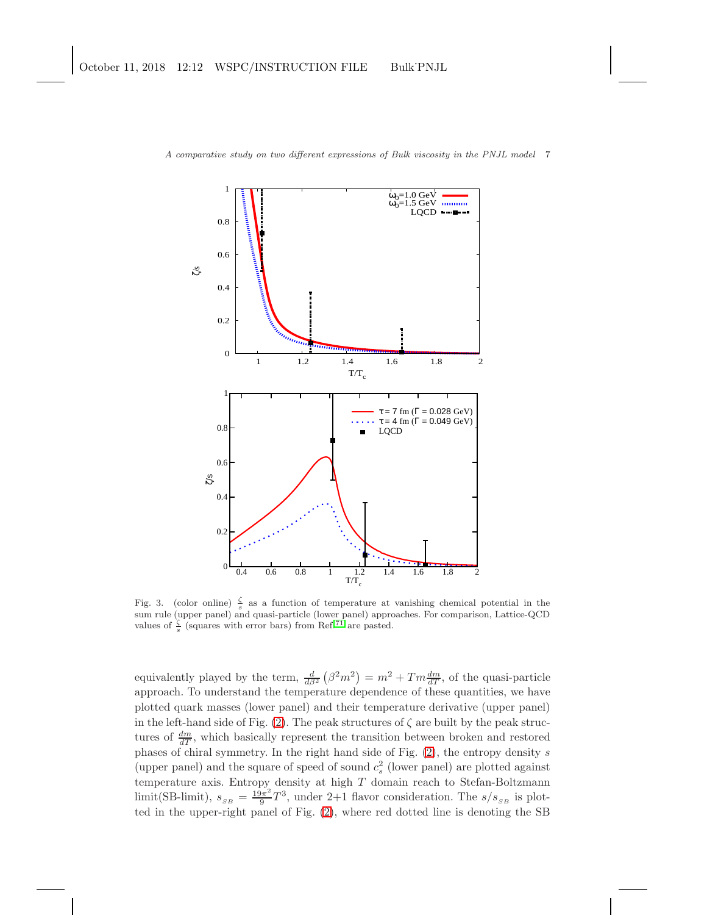Fig. 3. (color online) $\frac{\zeta}{s}$ as a function of temperature at vanishing chemical potential in the sum rule (upper panel) and quasi-particle (lower panel) approaches. For comparison, Lattice-QCD values of $\frac{\zeta}{s}$ (squares with error bars) from Ref.[71] are pasted.

equivalently played by the term, $\frac{d}{d\beta^2}\left(\beta^2 m^2\right) = m^2 + Tm\frac{dm}{dT}$, of the quasi-particle approach. To understand the temperature dependence of these quantities, we have plotted quark masses (lower panel) and their temperature derivative (upper panel) in the left-hand side of Fig. (2). The peak structures of $\zeta$ are built by the peak structures of $\frac{dm}{dT}$, which basically represent the transition between broken and restored phases of chiral symmetry. In the right hand side of Fig. (2), the entropy density $s$ (upper panel) and the square of speed of sound $c_s^2$ (lower panel) are plotted against temperature axis. Entropy density at high $T$ domain reach to Stefan-Boltzmann limit(SB-limit), $s_{SB} = \frac{19\pi^2}{9}T^3$, under 2+1 flavor consideration. The $s/s_{SB}$ is plotted in the upper-right panel of Fig. (2), where red dotted line is denoting the SB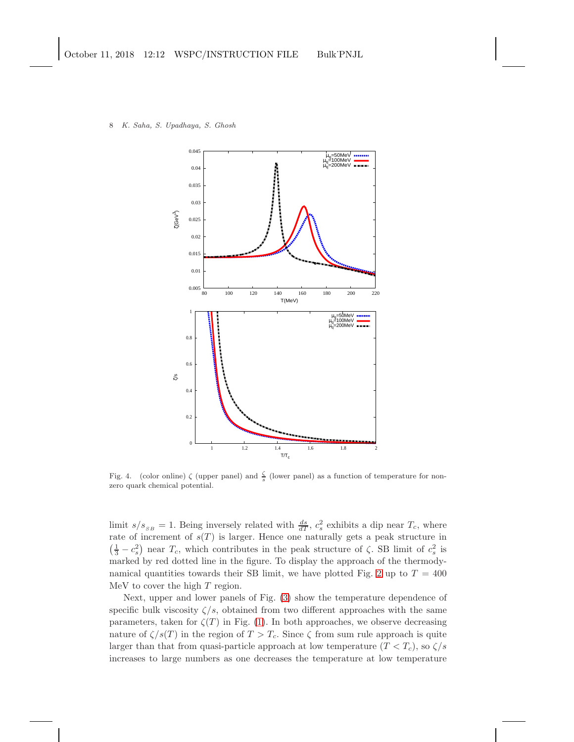Fig. 4. (color online) $\zeta$ (upper panel) and $\frac{\zeta}{s}$ (lower panel) as a function of temperature for non-zero quark chemical potential.

limit $s/s_{SB} = 1$. Being inversely related with $\frac{ds}{dT}$, $c_s^2$ exhibits a dip near $T_c$, where rate of increment of $s(T)$ is larger. Hence one naturally gets a peak structure in $\left(\frac{1}{3} - c_s^2\right)$ near $T_c$, which contributes in the peak structure of $\zeta$. SB limit of $c_s^2$ is marked by red dotted line in the figure. To display the approach of the thermodynamical quantities towards their SB limit, we have plotted Fig. 2 up to $T = 400$ MeV to cover the high $T$ region.

Next, upper and lower panels of Fig. (3) show the temperature dependence of specific bulk viscosity $\zeta/s$, obtained from two different approaches with the same parameters, taken for $\zeta(T)$ in Fig. (1). In both approaches, we observe decreasing nature of $\zeta/s(T)$ in the region of $T > T_c$. Since $\zeta$ from sum rule approach is quite larger than that from quasi-particle approach at low temperature ($T < T_c$), so $\zeta/s$ increases to large numbers as one decreases the temperature at low temperature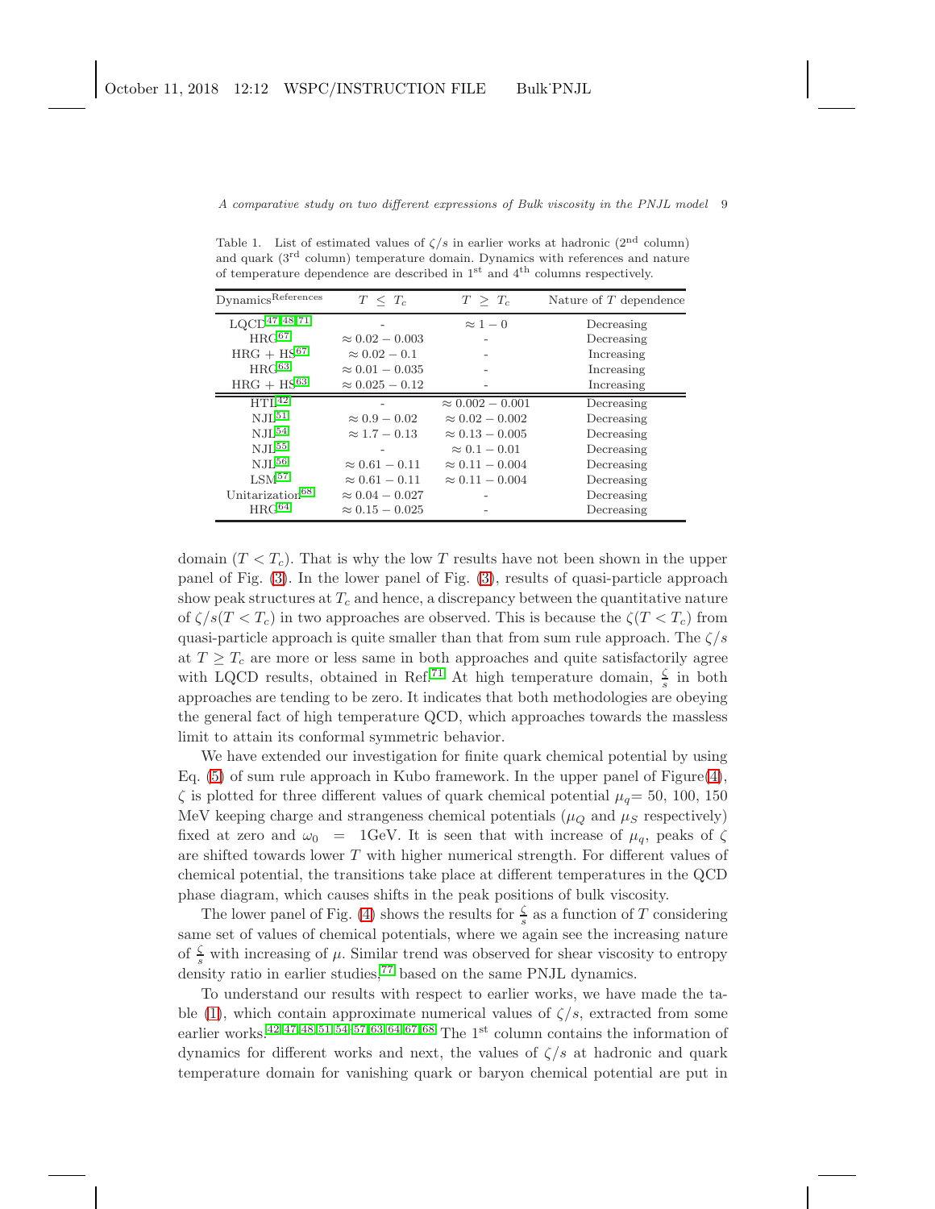Table 1. List of estimated values of $\zeta/s$ in earlier works at hadronic (2[nd] column) and quark (3[rd] column) temperature domain. Dynamics with references and nature of temperature dependence are described in 1[st] and 4[th] columns respectively.

| Dynamics[References] | $T \le T_c$ | $T \ge T_c$ | Nature of $T$ dependence |
|---|---|---|---|
| LQCD[47,48,71] | - | $\approx 1 - 0$ | Decreasing |
| HRG[67] | $\approx 0.02 - 0.003$ | - | Decreasing |
| HRG + HS[67] | $\approx 0.02 - 0.1$ | - | Increasing |
| HRG[63] | $\approx 0.01 - 0.035$ | - | Increasing |
| HRG + HS[63] | $\approx 0.025 - 0.12$ | - | Increasing |
| HTL[42] | - | $\approx 0.002 - 0.001$ | Decreasing |
| NJL[51] | $\approx 0.9 - 0.02$ | $\approx 0.02 - 0.002$ | Decreasing |
| NJL[54] | $\approx 1.7 - 0.13$ | $\approx 0.13 - 0.005$ | Decreasing |
| NJL[55] | - | $\approx 0.1 - 0.01$ | Decreasing |
| NJL[56] | $\approx 0.61 - 0.11$ | $\approx 0.11 - 0.004$ | Decreasing |
| LSM[57] | $\approx 0.61 - 0.11$ | $\approx 0.11 - 0.004$ | Decreasing |
| Unitarization[68] | $\approx 0.04 - 0.027$ | - | Decreasing |
| HRG[64] | $\approx 0.15 - 0.025$ | - | Decreasing |

domain ($T < T_c$). That is why the low $T$ results have not been shown in the upper panel of Fig. (3). In the lower panel of Fig. (3), results of quasi-particle approach show peak structures at $T_c$ and hence, a discrepancy between the quantitative nature of $\zeta/s(T < T_c)$ in two approaches are observed. This is because the $\zeta(T < T_c)$ from quasi-particle approach is quite smaller than that from sum rule approach. The $\zeta/s$ at $T \ge T_c$ are more or less same in both approaches and quite satisfactorily agree with LQCD results, obtained in Ref.[71] At high temperature domain, $\frac{\zeta}{s}$ in both approaches are tending to be zero. It indicates that both methodologies are obeying the general fact of high temperature QCD, which approaches towards the massless limit to attain its conformal symmetric behavior.

We have extended our investigation for finite quark chemical potential by using Eq. (5) of sum rule approach in Kubo framework. In the upper panel of Figure(4), $\zeta$ is plotted for three different values of quark chemical potential $\mu_q$= 50, 100, 150 MeV keeping charge and strangeness chemical potentials ($\mu_Q$ and $\mu_S$ respectively) fixed at zero and $\omega_0 = 1$GeV. It is seen that with increase of $\mu_q$, peaks of $\zeta$ are shifted towards lower $T$ with higher numerical strength. For different values of chemical potential, the transitions take place at different temperatures in the QCD phase diagram, which causes shifts in the peak positions of bulk viscosity.

The lower panel of Fig. (4) shows the results for $\frac{\zeta}{s}$ as a function of $T$ considering same set of values of chemical potentials, where we again see the increasing nature of $\frac{\zeta}{s}$ with increasing of $\mu$. Similar trend was observed for shear viscosity to entropy density ratio in earlier studies,[77] based on the same PNJL dynamics.

To understand our results with respect to earlier works, we have made the table (1), which contain approximate numerical values of $\zeta/s$, extracted from some earlier works.[42,47,48,51,54–57,63,64,67,68] The 1[st] column contains the information of dynamics for different works and next, the values of $\zeta/s$ at hadronic and quark temperature domain for vanishing quark or baryon chemical potential are put in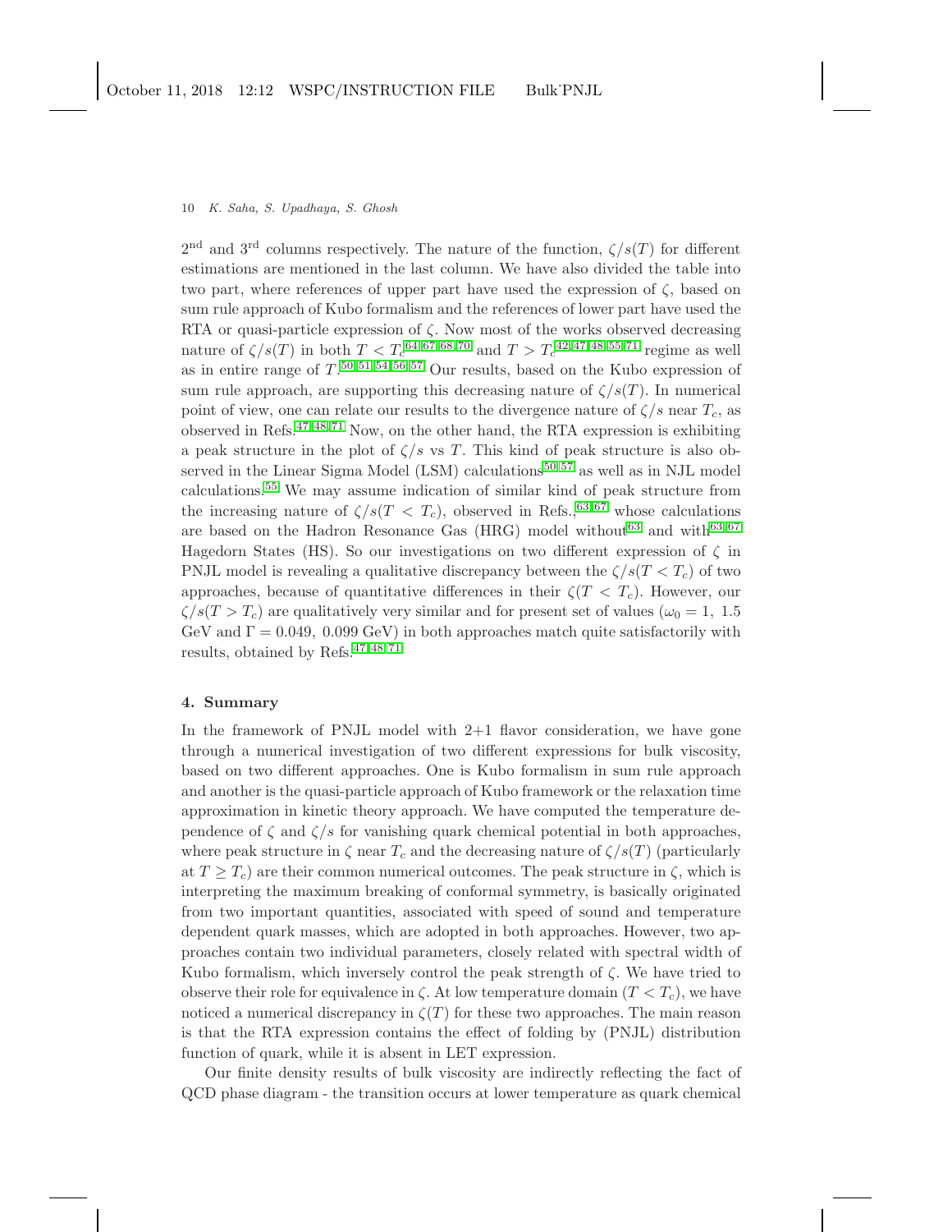2<sup>nd</sup> and 3<sup>rd</sup> columns respectively. The nature of the function, $\zeta/s(T)$ for different estimations are mentioned in the last column. We have also divided the table into two part, where references of upper part have used the expression of $\zeta$, based on sum rule approach of Kubo formalism and the references of lower part have used the RTA or quasi-particle expression of $\zeta$. Now most of the works observed decreasing nature of $\zeta/s(T)$ in both $T < T_c$[64,67,68,70] and $T > T_c$[42,47,48,55,71] regime as well as in entire range of $T$.[50,51,54,56,57] Our results, based on the Kubo expression of sum rule approach, are supporting this decreasing nature of $\zeta/s(T)$. In numerical point of view, one can relate our results to the divergence nature of $\zeta/s$ near $T_c$, as observed in Refs.[47,48,71] Now, on the other hand, the RTA expression is exhibiting a peak structure in the plot of $\zeta/s$ vs $T$. This kind of peak structure is also observed in the Linear Sigma Model (LSM) calculations[50,57] as well as in NJL model calculations.[55] We may assume indication of similar kind of peak structure from the increasing nature of $\zeta/s(T < T_c)$, observed in Refs.,[63,67] whose calculations are based on the Hadron Resonance Gas (HRG) model without[63] and with[63,67] Hagedorn States (HS). So our investigations on two different expression of $\zeta$ in PNJL model is revealing a qualitative discrepancy between the $\zeta/s(T < T_c)$ of two approaches, because of quantitative differences in their $\zeta(T < T_c)$. However, our $\zeta/s(T > T_c)$ are qualitatively very similar and for present set of values ($\omega_0 = 1,\ 1.5$ GeV and $\Gamma = 0.049,\ 0.099$ GeV) in both approaches match quite satisfactorily with results, obtained by Refs.[47,48,71]

## 4. Summary

In the framework of PNJL model with 2+1 flavor consideration, we have gone through a numerical investigation of two different expressions for bulk viscosity, based on two different approaches. One is Kubo formalism in sum rule approach and another is the quasi-particle approach of Kubo framework or the relaxation time approximation in kinetic theory approach. We have computed the temperature dependence of $\zeta$ and $\zeta/s$ for vanishing quark chemical potential in both approaches, where peak structure in $\zeta$ near $T_c$ and the decreasing nature of $\zeta/s(T)$ (particularly at $T \geq T_c$) are their common numerical outcomes. The peak structure in $\zeta$, which is interpreting the maximum breaking of conformal symmetry, is basically originated from two important quantities, associated with speed of sound and temperature dependent quark masses, which are adopted in both approaches. However, two approaches contain two individual parameters, closely related with spectral width of Kubo formalism, which inversely control the peak strength of $\zeta$. We have tried to observe their role for equivalence in $\zeta$. At low temperature domain ($T < T_c$), we have noticed a numerical discrepancy in $\zeta(T)$ for these two approaches. The main reason is that the RTA expression contains the effect of folding by (PNJL) distribution function of quark, while it is absent in LET expression.

Our finite density results of bulk viscosity are indirectly reflecting the fact of QCD phase diagram - the transition occurs at lower temperature as quark chemical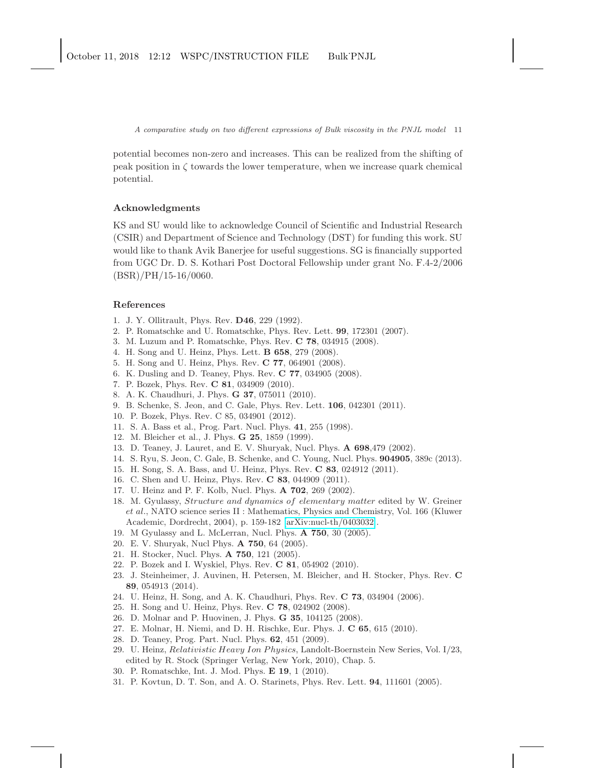potential becomes non-zero and increases. This can be realized from the shifting of peak position in $\zeta$ towards the lower temperature, when we increase quark chemical potential.

### Acknowledgments

KS and SU would like to acknowledge Council of Scientific and Industrial Research (CSIR) and Department of Science and Technology (DST) for funding this work. SU would like to thank Avik Banerjee for useful suggestions. SG is financially supported from UGC Dr. D. S. Kothari Post Doctoral Fellowship under grant No. F.4-2/2006 (BSR)/PH/15-16/0060.

### References

1. J. Y. Ollitrault, Phys. Rev. **D46**, 229 (1992).
2. P. Romatschke and U. Romatschke, Phys. Rev. Lett. **99**, 172301 (2007).
3. M. Luzum and P. Romatschke, Phys. Rev. **C 78**, 034915 (2008).
4. H. Song and U. Heinz, Phys. Lett. **B 658**, 279 (2008).
5. H. Song and U. Heinz, Phys. Rev. **C 77**, 064901 (2008).
6. K. Dusling and D. Teaney, Phys. Rev. **C 77**, 034905 (2008).
7. P. Bozek, Phys. Rev. **C 81**, 034909 (2010).
8. A. K. Chaudhuri, J. Phys. **G 37**, 075011 (2010).
9. B. Schenke, S. Jeon, and C. Gale, Phys. Rev. Lett. **106**, 042301 (2011).
10. P. Bozek, Phys. Rev. C 85, 034901 (2012).
11. S. A. Bass et al., Prog. Part. Nucl. Phys. **41**, 255 (1998).
12. M. Bleicher et al., J. Phys. **G 25**, 1859 (1999).
13. D. Teaney, J. Lauret, and E. V. Shuryak, Nucl. Phys. **A 698**,479 (2002).
14. S. Ryu, S. Jeon, C. Gale, B. Schenke, and C. Young, Nucl. Phys. **904905**, 389c (2013).
15. H. Song, S. A. Bass, and U. Heinz, Phys. Rev. **C 83**, 024912 (2011).
16. C. Shen and U. Heinz, Phys. Rev. **C 83**, 044909 (2011).
17. U. Heinz and P. F. Kolb, Nucl. Phys. **A 702**, 269 (2002).
18. M. Gyulassy, *Structure and dynamics of elementary matter* edited by W. Greiner *et al.*, NATO science series II : Mathematics, Physics and Chemistry, Vol. 166 (Kluwer Academic, Dordrecht, 2004), p. 159-182 [arXiv:nucl-th/0403032].
19. M Gyulassy and L. McLerran, Nucl. Phys. **A 750**, 30 (2005).
20. E. V. Shuryak, Nucl Phys. **A 750**, 64 (2005).
21. H. Stocker, Nucl. Phys. **A 750**, 121 (2005).
22. P. Bozek and I. Wyskiel, Phys. Rev. **C 81**, 054902 (2010).
23. J. Steinheimer, J. Auvinen, H. Petersen, M. Bleicher, and H. Stocker, Phys. Rev. **C 89**, 054913 (2014).
24. U. Heinz, H. Song, and A. K. Chaudhuri, Phys. Rev. **C 73**, 034904 (2006).
25. H. Song and U. Heinz, Phys. Rev. **C 78**, 024902 (2008).
26. D. Molnar and P. Huovinen, J. Phys. **G 35**, 104125 (2008).
27. E. Molnar, H. Niemi, and D. H. Rischke, Eur. Phys. J. **C 65**, 615 (2010).
28. D. Teaney, Prog. Part. Nucl. Phys. **62**, 451 (2009).
29. U. Heinz, *Relativistic Heavy Ion Physics*, Landolt-Boernstein New Series, Vol. I/23, edited by R. Stock (Springer Verlag, New York, 2010), Chap. 5.
30. P. Romatschke, Int. J. Mod. Phys. **E 19**, 1 (2010).
31. P. Kovtun, D. T. Son, and A. O. Starinets, Phys. Rev. Lett. **94**, 111601 (2005).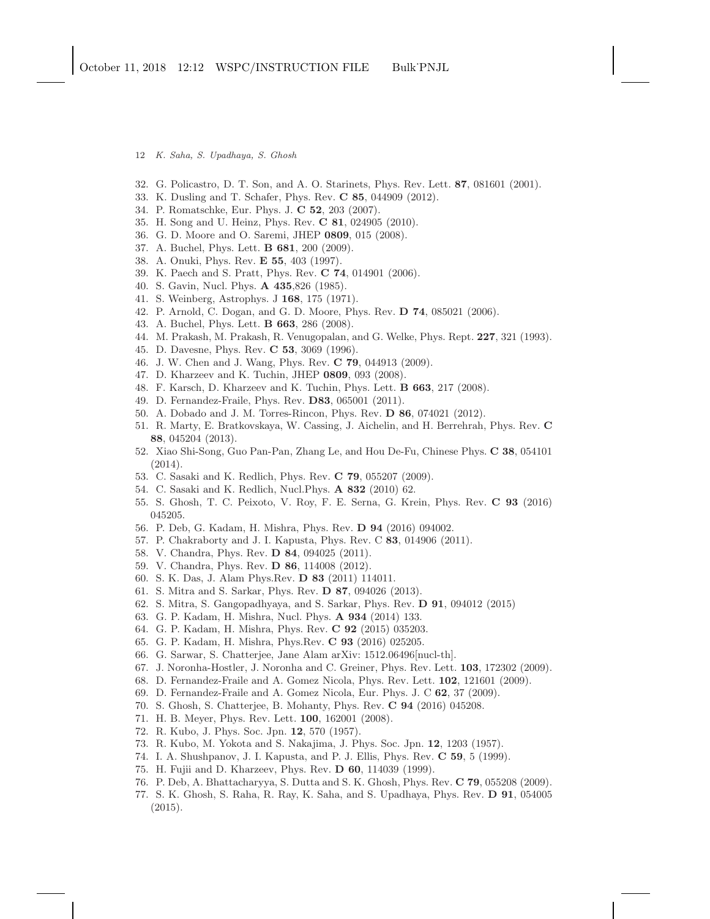32. G. Policastro, D. T. Son, and A. O. Starinets, Phys. Rev. Lett. **87**, 081601 (2001).
33. K. Dusling and T. Schafer, Phys. Rev. **C 85**, 044909 (2012).
34. P. Romatschke, Eur. Phys. J. **C 52**, 203 (2007).
35. H. Song and U. Heinz, Phys. Rev. **C 81**, 024905 (2010).
36. G. D. Moore and O. Saremi, JHEP **0809**, 015 (2008).
37. A. Buchel, Phys. Lett. **B 681**, 200 (2009).
38. A. Onuki, Phys. Rev. **E 55**, 403 (1997).
39. K. Paech and S. Pratt, Phys. Rev. **C 74**, 014901 (2006).
40. S. Gavin, Nucl. Phys. **A 435**,826 (1985).
41. S. Weinberg, Astrophys. J **168**, 175 (1971).
42. P. Arnold, C. Dogan, and G. D. Moore, Phys. Rev. **D 74**, 085021 (2006).
43. A. Buchel, Phys. Lett. **B 663**, 286 (2008).
44. M. Prakash, M. Prakash, R. Venugopalan, and G. Welke, Phys. Rept. **227**, 321 (1993).
45. D. Davesne, Phys. Rev. **C 53**, 3069 (1996).
46. J. W. Chen and J. Wang, Phys. Rev. **C 79**, 044913 (2009).
47. D. Kharzeev and K. Tuchin, JHEP **0809**, 093 (2008).
48. F. Karsch, D. Kharzeev and K. Tuchin, Phys. Lett. **B 663**, 217 (2008).
49. D. Fernandez-Fraile, Phys. Rev. **D83**, 065001 (2011).
50. A. Dobado and J. M. Torres-Rincon, Phys. Rev. **D 86**, 074021 (2012).
51. R. Marty, E. Bratkovskaya, W. Cassing, J. Aichelin, and H. Berrehrah, Phys. Rev. **C 88**, 045204 (2013).
52. Xiao Shi-Song, Guo Pan-Pan, Zhang Le, and Hou De-Fu, Chinese Phys. **C 38**, 054101 (2014).
53. C. Sasaki and K. Redlich, Phys. Rev. **C 79**, 055207 (2009).
54. C. Sasaki and K. Redlich, Nucl.Phys. **A 832** (2010) 62.
55. S. Ghosh, T. C. Peixoto, V. Roy, F. E. Serna, G. Krein, Phys. Rev. **C 93** (2016) 045205.
56. P. Deb, G. Kadam, H. Mishra, Phys. Rev. **D 94** (2016) 094002.
57. P. Chakraborty and J. I. Kapusta, Phys. Rev. C **83**, 014906 (2011).
58. V. Chandra, Phys. Rev. **D 84**, 094025 (2011).
59. V. Chandra, Phys. Rev. **D 86**, 114008 (2012).
60. S. K. Das, J. Alam Phys.Rev. **D 83** (2011) 114011.
61. S. Mitra and S. Sarkar, Phys. Rev. **D 87**, 094026 (2013).
62. S. Mitra, S. Gangopadhyaya, and S. Sarkar, Phys. Rev. **D 91**, 094012 (2015)
63. G. P. Kadam, H. Mishra, Nucl. Phys. **A 934** (2014) 133.
64. G. P. Kadam, H. Mishra, Phys. Rev. **C 92** (2015) 035203.
65. G. P. Kadam, H. Mishra, Phys.Rev. **C 93** (2016) 025205.
66. G. Sarwar, S. Chatterjee, Jane Alam arXiv: 1512.06496[nucl-th].
67. J. Noronha-Hostler, J. Noronha and C. Greiner, Phys. Rev. Lett. **103**, 172302 (2009).
68. D. Fernandez-Fraile and A. Gomez Nicola, Phys. Rev. Lett. **102**, 121601 (2009).
69. D. Fernandez-Fraile and A. Gomez Nicola, Eur. Phys. J. C **62**, 37 (2009).
70. S. Ghosh, S. Chatterjee, B. Mohanty, Phys. Rev. **C 94** (2016) 045208.
71. H. B. Meyer, Phys. Rev. Lett. **100**, 162001 (2008).
72. R. Kubo, J. Phys. Soc. Jpn. **12**, 570 (1957).
73. R. Kubo, M. Yokota and S. Nakajima, J. Phys. Soc. Jpn. **12**, 1203 (1957).
74. I. A. Shushpanov, J. I. Kapusta, and P. J. Ellis, Phys. Rev. **C 59**, 5 (1999).
75. H. Fujii and D. Kharzeev, Phys. Rev. **D 60**, 114039 (1999).
76. P. Deb, A. Bhattacharyya, S. Dutta and S. K. Ghosh, Phys. Rev. **C 79**, 055208 (2009).
77. S. K. Ghosh, S. Raha, R. Ray, K. Saha, and S. Upadhaya, Phys. Rev. **D 91**, 054005 (2015).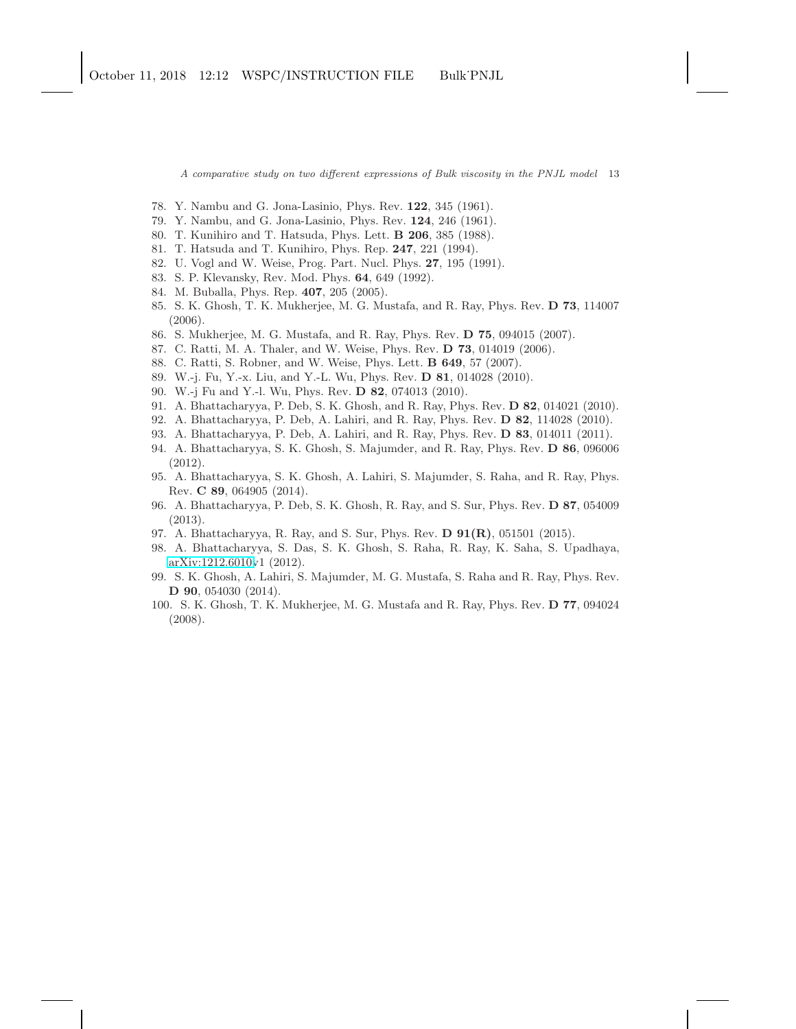78. Y. Nambu and G. Jona-Lasinio, Phys. Rev. **122**, 345 (1961).
79. Y. Nambu, and G. Jona-Lasinio, Phys. Rev. **124**, 246 (1961).
80. T. Kunihiro and T. Hatsuda, Phys. Lett. **B 206**, 385 (1988).
81. T. Hatsuda and T. Kunihiro, Phys. Rep. **247**, 221 (1994).
82. U. Vogl and W. Weise, Prog. Part. Nucl. Phys. **27**, 195 (1991).
83. S. P. Klevansky, Rev. Mod. Phys. **64**, 649 (1992).
84. M. Buballa, Phys. Rep. **407**, 205 (2005).
85. S. K. Ghosh, T. K. Mukherjee, M. G. Mustafa, and R. Ray, Phys. Rev. **D 73**, 114007 (2006).
86. S. Mukherjee, M. G. Mustafa, and R. Ray, Phys. Rev. **D 75**, 094015 (2007).
87. C. Ratti, M. A. Thaler, and W. Weise, Phys. Rev. **D 73**, 014019 (2006).
88. C. Ratti, S. Robner, and W. Weise, Phys. Lett. **B 649**, 57 (2007).
89. W.-j. Fu, Y.-x. Liu, and Y.-L. Wu, Phys. Rev. **D 81**, 014028 (2010).
90. W.-j Fu and Y.-l. Wu, Phys. Rev. **D 82**, 074013 (2010).
91. A. Bhattacharyya, P. Deb, S. K. Ghosh, and R. Ray, Phys. Rev. **D 82**, 014021 (2010).
92. A. Bhattacharyya, P. Deb, A. Lahiri, and R. Ray, Phys. Rev. **D 82**, 114028 (2010).
93. A. Bhattacharyya, P. Deb, A. Lahiri, and R. Ray, Phys. Rev. **D 83**, 014011 (2011).
94. A. Bhattacharyya, S. K. Ghosh, S. Majumder, and R. Ray, Phys. Rev. **D 86**, 096006 (2012).
95. A. Bhattacharyya, S. K. Ghosh, A. Lahiri, S. Majumder, S. Raha, and R. Ray, Phys. Rev. **C 89**, 064905 (2014).
96. A. Bhattacharyya, P. Deb, S. K. Ghosh, R. Ray, and S. Sur, Phys. Rev. **D 87**, 054009 (2013).
97. A. Bhattacharyya, R. Ray, and S. Sur, Phys. Rev. **D 91(R)**, 051501 (2015).
98. A. Bhattacharyya, S. Das, S. K. Ghosh, S. Raha, R. Ray, K. Saha, S. Upadhaya, arXiv:1212.6010v1 (2012).
99. S. K. Ghosh, A. Lahiri, S. Majumder, M. G. Mustafa, S. Raha and R. Ray, Phys. Rev. **D 90**, 054030 (2014).
100. S. K. Ghosh, T. K. Mukherjee, M. G. Mustafa and R. Ray, Phys. Rev. **D 77**, 094024 (2008).